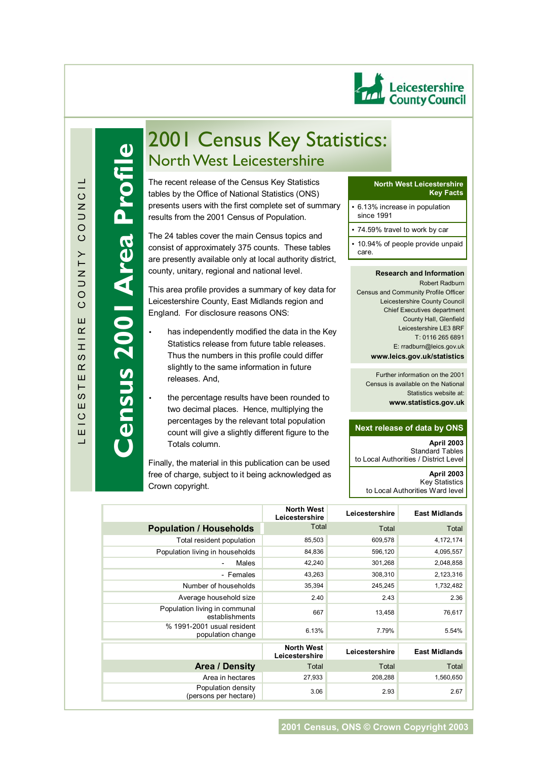LEICESTERSHIRE COUNTY COUNCIL

**Census 2001 Area Profile**

Leicestershire County Council

# 2001 Census Key Statistics:
## North West Leicestershire

The recent release of the Census Key Statistics tables by the Office of National Statistics (ONS) presents users with the first complete set of summary results from the 2001 Census of Population.

The 24 tables cover the main Census topics and consist of approximately 375 counts. These tables are presently available only at local authority district, county, unitary, regional and national level.

This area profile provides a summary of key data for Leicestershire County, East Midlands region and England. For disclosure reasons ONS:

- has independently modified the data in the Key Statistics release from future table releases. Thus the numbers in this profile could differ slightly to the same information in future releases. And,
- the percentage results have been rounded to two decimal places. Hence, multiplying the percentages by the relevant total population count will give a slightly different figure to the Totals column.

Finally, the material in this publication can be used free of charge, subject to it being acknowledged as Crown copyright.

**North West Leicestershire Key Facts**

- 6.13% increase in population since 1991
- 74.59% travel to work by car
- 10.94% of people provide unpaid care.

**Research and Information**

Robert Radburn
Census and Community Profile Officer
Leicestershire County Council
Chief Executives department
County Hall, Glenfield
Leicestershire LE3 8RF
T: 0116 265 6891
E: rradburn@leics.gov.uk
**www.leics.gov.uk/statistics**

Further information on the 2001 Census is available on the National Statistics website at:
**www.statistics.gov.uk**

**Next release of data by ONS**

**April 2003**
Standard Tables
to Local Authorities / District Level

**April 2003**
Key Statistics
to Local Authorities Ward level

| **Population / Households** | **North West Leicestershire** Total | **Leicestershire** Total | **East Midlands** Total |
|---|---|---|---|
| Total resident population | 85,503 | 609,578 | 4,172,174 |
| Population living in households | 84,836 | 596,120 | 4,095,557 |
| - Males | 42,240 | 301,268 | 2,048,858 |
| - Females | 43,263 | 308,310 | 2,123,316 |
| Number of households | 35,394 | 245,245 | 1,732,482 |
| Average household size | 2.40 | 2.43 | 2.36 |
| Population living in communal establishments | 667 | 13,458 | 76,617 |
| % 1991-2001 usual resident population change | 6.13% | 7.79% | 5.54% |

| **Area / Density** | **North West Leicestershire** Total | **Leicestershire** Total | **East Midlands** Total |
|---|---|---|---|
| Area in hectares | 27,933 | 208,288 | 1,560,650 |
| Population density (persons per hectare) | 3.06 | 2.93 | 2.67 |

2001 Census, ONS © Crown Copyright 2003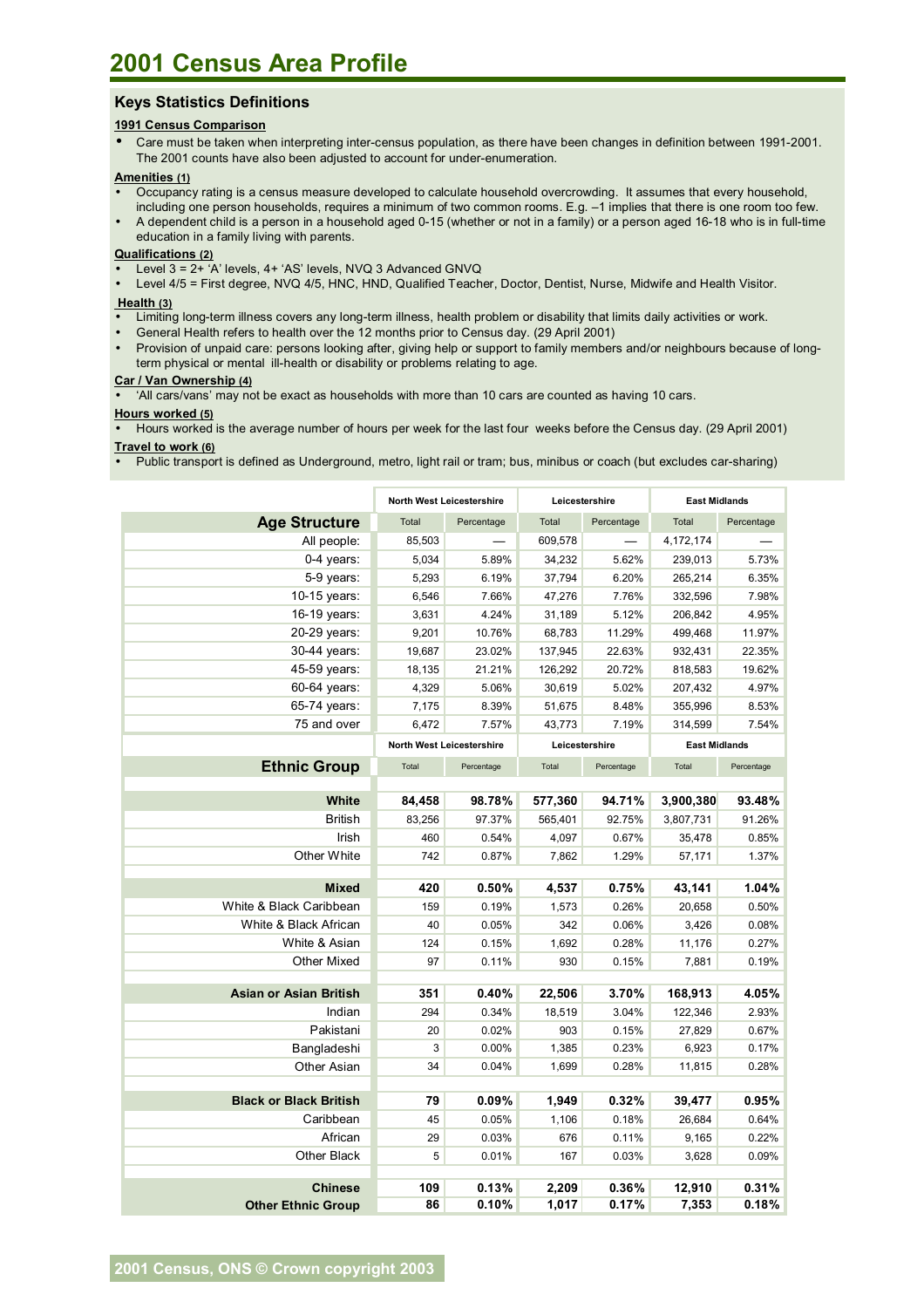# 2001 Census Area Profile

## Keys Statistics Definitions

**1991 Census Comparison**

- Care must be taken when interpreting inter-census population, as there have been changes in definition between 1991-2001. The 2001 counts have also been adjusted to account for under-enumeration.

**Amenities (1)**

- Occupancy rating is a census measure developed to calculate household overcrowding. It assumes that every household, including one person households, requires a minimum of two common rooms. E.g. –1 implies that there is one room too few.
- A dependent child is a person in a household aged 0-15 (whether or not in a family) or a person aged 16-18 who is in full-time education in a family living with parents.

**Qualifications (2)**

- Level 3 = 2+ 'A' levels, 4+ 'AS' levels, NVQ 3 Advanced GNVQ
- Level 4/5 = First degree, NVQ 4/5, HNC, HND, Qualified Teacher, Doctor, Dentist, Nurse, Midwife and Health Visitor.

**Health (3)**

- Limiting long-term illness covers any long-term illness, health problem or disability that limits daily activities or work.
- General Health refers to health over the 12 months prior to Census day. (29 April 2001)
- Provision of unpaid care: persons looking after, giving help or support to family members and/or neighbours because of long-term physical or mental ill-health or disability or problems relating to age.

**Car / Van Ownership (4)**

- 'All cars/vans' may not be exact as households with more than 10 cars are counted as having 10 cars.

**Hours worked (5)**

- Hours worked is the average number of hours per week for the last four weeks before the Census day. (29 April 2001)

**Travel to work (6)**

- Public transport is defined as Underground, metro, light rail or tram; bus, minibus or coach (but excludes car-sharing)

| | North West Leicestershire | | Leicestershire | | East Midlands | |
|---|---|---|---|---|---|---|
| **Age Structure** | Total | Percentage | Total | Percentage | Total | Percentage |
| All people: | 85,503 | — | 609,578 | — | 4,172,174 | — |
| 0-4 years: | 5,034 | 5.89% | 34,232 | 5.62% | 239,013 | 5.73% |
| 5-9 years: | 5,293 | 6.19% | 37,794 | 6.20% | 265,214 | 6.35% |
| 10-15 years: | 6,546 | 7.66% | 47,276 | 7.76% | 332,596 | 7.98% |
| 16-19 years: | 3,631 | 4.24% | 31,189 | 5.12% | 206,842 | 4.95% |
| 20-29 years: | 9,201 | 10.76% | 68,783 | 11.29% | 499,468 | 11.97% |
| 30-44 years: | 19,687 | 23.02% | 137,945 | 22.63% | 932,431 | 22.35% |
| 45-59 years: | 18,135 | 21.21% | 126,292 | 20.72% | 818,583 | 19.62% |
| 60-64 years: | 4,329 | 5.06% | 30,619 | 5.02% | 207,432 | 4.97% |
| 65-74 years: | 7,175 | 8.39% | 51,675 | 8.48% | 355,996 | 8.53% |
| 75 and over | 6,472 | 7.57% | 43,773 | 7.19% | 314,599 | 7.54% |

| | North West Leicestershire | | Leicestershire | | East Midlands | |
|---|---|---|---|---|---|---|
| **Ethnic Group** | Total | Percentage | Total | Percentage | Total | Percentage |
| **White** | **84,458** | **98.78%** | **577,360** | **94.71%** | **3,900,380** | **93.48%** |
| British | 83,256 | 97.37% | 565,401 | 92.75% | 3,807,731 | 91.26% |
| Irish | 460 | 0.54% | 4,097 | 0.67% | 35,478 | 0.85% |
| Other White | 742 | 0.87% | 7,862 | 1.29% | 57,171 | 1.37% |
| **Mixed** | **420** | **0.50%** | **4,537** | **0.75%** | **43,141** | **1.04%** |
| White & Black Caribbean | 159 | 0.19% | 1,573 | 0.26% | 20,658 | 0.50% |
| White & Black African | 40 | 0.05% | 342 | 0.06% | 3,426 | 0.08% |
| White & Asian | 124 | 0.15% | 1,692 | 0.28% | 11,176 | 0.27% |
| Other Mixed | 97 | 0.11% | 930 | 0.15% | 7,881 | 0.19% |
| **Asian or Asian British** | **351** | **0.40%** | **22,506** | **3.70%** | **168,913** | **4.05%** |
| Indian | 294 | 0.34% | 18,519 | 3.04% | 122,346 | 2.93% |
| Pakistani | 20 | 0.02% | 903 | 0.15% | 27,829 | 0.67% |
| Bangladeshi | 3 | 0.00% | 1,385 | 0.23% | 6,923 | 0.17% |
| Other Asian | 34 | 0.04% | 1,699 | 0.28% | 11,815 | 0.28% |
| **Black or Black British** | **79** | **0.09%** | **1,949** | **0.32%** | **39,477** | **0.95%** |
| Caribbean | 45 | 0.05% | 1,106 | 0.18% | 26,684 | 0.64% |
| African | 29 | 0.03% | 676 | 0.11% | 9,165 | 0.22% |
| Other Black | 5 | 0.01% | 167 | 0.03% | 3,628 | 0.09% |
| **Chinese** | **109** | **0.13%** | **2,209** | **0.36%** | **12,910** | **0.31%** |
| **Other Ethnic Group** | **86** | **0.10%** | **1,017** | **0.17%** | **7,353** | **0.18%** |

2001 Census, ONS © Crown copyright 2003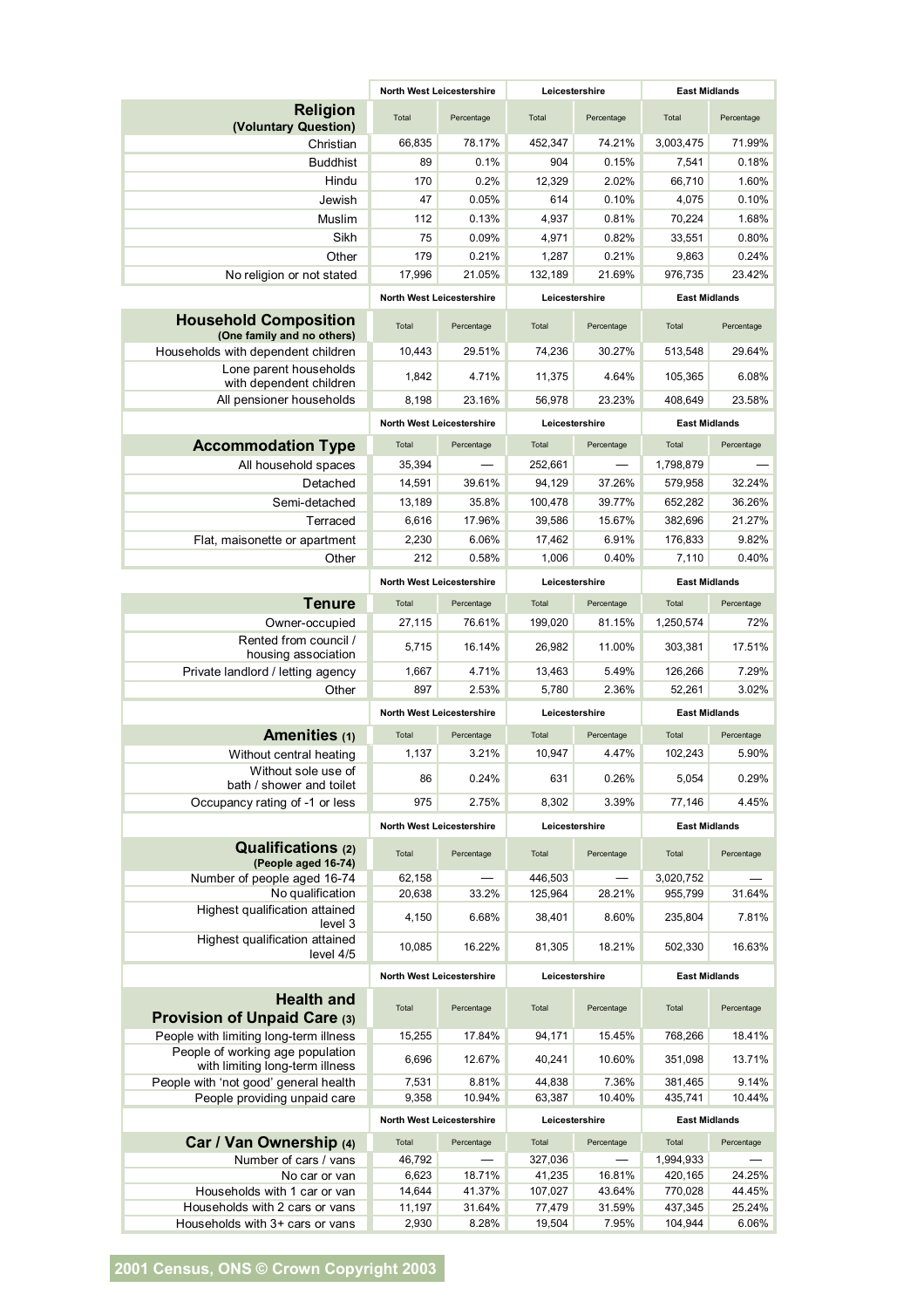| Religion (Voluntary Question) | North West Leicestershire | | Leicestershire | | East Midlands | |
|---|---|---|---|---|---|---|
| | Total | Percentage | Total | Percentage | Total | Percentage |
| Christian | 66,835 | 78.17% | 452,347 | 74.21% | 3,003,475 | 71.99% |
| Buddhist | 89 | 0.1% | 904 | 0.15% | 7,541 | 0.18% |
| Hindu | 170 | 0.2% | 12,329 | 2.02% | 66,710 | 1.60% |
| Jewish | 47 | 0.05% | 614 | 0.10% | 4,075 | 0.10% |
| Muslim | 112 | 0.13% | 4,937 | 0.81% | 70,224 | 1.68% |
| Sikh | 75 | 0.09% | 4,971 | 0.82% | 33,551 | 0.80% |
| Other | 179 | 0.21% | 1,287 | 0.21% | 9,863 | 0.24% |
| No religion or not stated | 17,996 | 21.05% | 132,189 | 21.69% | 976,735 | 23.42% |

| Household Composition (One family and no others) | North West Leicestershire | | Leicestershire | | East Midlands | |
|---|---|---|---|---|---|---|
| | Total | Percentage | Total | Percentage | Total | Percentage |
| Households with dependent children | 10,443 | 29.51% | 74,236 | 30.27% | 513,548 | 29.64% |
| Lone parent households with dependent children | 1,842 | 4.71% | 11,375 | 4.64% | 105,365 | 6.08% |
| All pensioner households | 8,198 | 23.16% | 56,978 | 23.23% | 408,649 | 23.58% |

| Accommodation Type | North West Leicestershire | | Leicestershire | | East Midlands | |
|---|---|---|---|---|---|---|
| | Total | Percentage | Total | Percentage | Total | Percentage |
| All household spaces | 35,394 | — | 252,661 | — | 1,798,879 | — |
| Detached | 14,591 | 39.61% | 94,129 | 37.26% | 579,958 | 32.24% |
| Semi-detached | 13,189 | 35.8% | 100,478 | 39.77% | 652,282 | 36.26% |
| Terraced | 6,616 | 17.96% | 39,586 | 15.67% | 382,696 | 21.27% |
| Flat, maisonette or apartment | 2,230 | 6.06% | 17,462 | 6.91% | 176,833 | 9.82% |
| Other | 212 | 0.58% | 1,006 | 0.40% | 7,110 | 0.40% |

| Tenure | North West Leicestershire | | Leicestershire | | East Midlands | |
|---|---|---|---|---|---|---|
| | Total | Percentage | Total | Percentage | Total | Percentage |
| Owner-occupied | 27,115 | 76.61% | 199,020 | 81.15% | 1,250,574 | 72% |
| Rented from council / housing association | 5,715 | 16.14% | 26,982 | 11.00% | 303,381 | 17.51% |
| Private landlord / letting agency | 1,667 | 4.71% | 13,463 | 5.49% | 126,266 | 7.29% |
| Other | 897 | 2.53% | 5,780 | 2.36% | 52,261 | 3.02% |

| Amenities (1) | North West Leicestershire | | Leicestershire | | East Midlands | |
|---|---|---|---|---|---|---|
| | Total | Percentage | Total | Percentage | Total | Percentage |
| Without central heating | 1,137 | 3.21% | 10,947 | 4.47% | 102,243 | 5.90% |
| Without sole use of bath / shower and toilet | 86 | 0.24% | 631 | 0.26% | 5,054 | 0.29% |
| Occupancy rating of -1 or less | 975 | 2.75% | 8,302 | 3.39% | 77,146 | 4.45% |

| Qualifications (2) (People aged 16-74) | North West Leicestershire | | Leicestershire | | East Midlands | |
|---|---|---|---|---|---|---|
| | Total | Percentage | Total | Percentage | Total | Percentage |
| Number of people aged 16-74 | 62,158 | — | 446,503 | — | 3,020,752 | — |
| No qualification | 20,638 | 33.2% | 125,964 | 28.21% | 955,799 | 31.64% |
| Highest qualification attained level 3 | 4,150 | 6.68% | 38,401 | 8.60% | 235,804 | 7.81% |
| Highest qualification attained level 4/5 | 10,085 | 16.22% | 81,305 | 18.21% | 502,330 | 16.63% |

| Health and Provision of Unpaid Care (3) | North West Leicestershire | | Leicestershire | | East Midlands | |
|---|---|---|---|---|---|---|
| | Total | Percentage | Total | Percentage | Total | Percentage |
| People with limiting long-term illness | 15,255 | 17.84% | 94,171 | 15.45% | 768,266 | 18.41% |
| People of working age population with limiting long-term illness | 6,696 | 12.67% | 40,241 | 10.60% | 351,098 | 13.71% |
| People with 'not good' general health | 7,531 | 8.81% | 44,838 | 7.36% | 381,465 | 9.14% |
| People providing unpaid care | 9,358 | 10.94% | 63,387 | 10.40% | 435,741 | 10.44% |

| Car / Van Ownership (4) | North West Leicestershire | | Leicestershire | | East Midlands | |
|---|---|---|---|---|---|---|
| | Total | Percentage | Total | Percentage | Total | Percentage |
| Number of cars / vans | 46,792 | — | 327,036 | — | 1,994,933 | — |
| No car or van | 6,623 | 18.71% | 41,235 | 16.81% | 420,165 | 24.25% |
| Households with 1 car or van | 14,644 | 41.37% | 107,027 | 43.64% | 770,028 | 44.45% |
| Households with 2 cars or vans | 11,197 | 31.64% | 77,479 | 31.59% | 437,345 | 25.24% |
| Households with 3+ cars or vans | 2,930 | 8.28% | 19,504 | 7.95% | 104,944 | 6.06% |

2001 Census, ONS © Crown Copyright 2003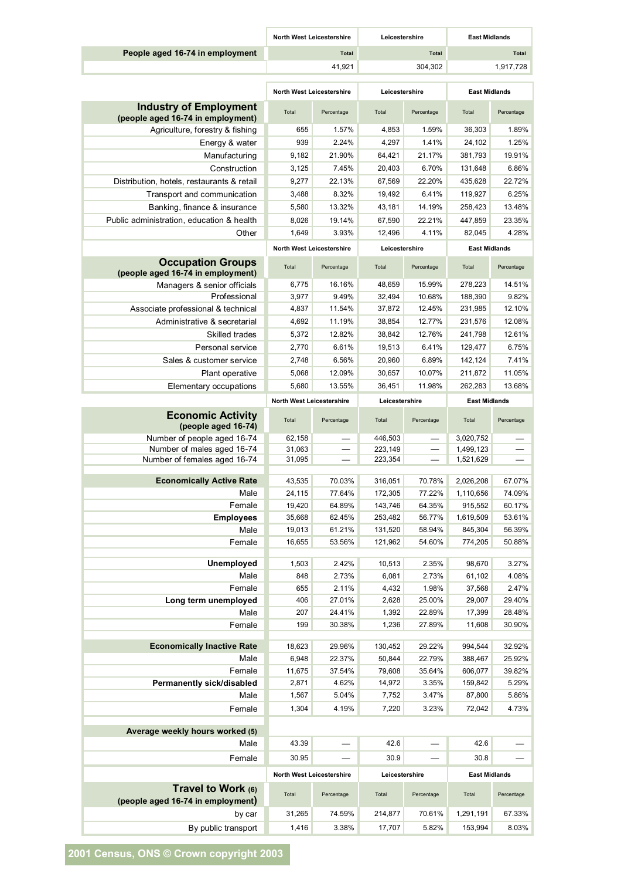| | North West Leicestershire | Leicestershire | East Midlands |
|---|---|---|---|
| **People aged 16-74 in employment** | Total | Total | Total |
| | 41,921 | 304,302 | 1,917,728 |

| | North West Leicestershire | | Leicestershire | | East Midlands | |
|---|---|---|---|---|---|---|
| **Industry of Employment (people aged 16-74 in employment)** | Total | Percentage | Total | Percentage | Total | Percentage |
| Agriculture, forestry & fishing | 655 | 1.57% | 4,853 | 1.59% | 36,303 | 1.89% |
| Energy & water | 939 | 2.24% | 4,297 | 1.41% | 24,102 | 1.25% |
| Manufacturing | 9,182 | 21.90% | 64,421 | 21.17% | 381,793 | 19.91% |
| Construction | 3,125 | 7.45% | 20,403 | 6.70% | 131,648 | 6.86% |
| Distribution, hotels, restaurants & retail | 9,277 | 22.13% | 67,569 | 22.20% | 435,628 | 22.72% |
| Transport and communication | 3,488 | 8.32% | 19,492 | 6.41% | 119,927 | 6.25% |
| Banking, finance & insurance | 5,580 | 13.32% | 43,181 | 14.19% | 258,423 | 13.48% |
| Public administration, education & health | 8,026 | 19.14% | 67,590 | 22.21% | 447,859 | 23.35% |
| Other | 1,649 | 3.93% | 12,496 | 4.11% | 82,045 | 4.28% |

| | North West Leicestershire | | Leicestershire | | East Midlands | |
|---|---|---|---|---|---|---|
| **Occupation Groups (people aged 16-74 in employment)** | Total | Percentage | Total | Percentage | Total | Percentage |
| Managers & senior officials | 6,775 | 16.16% | 48,659 | 15.99% | 278,223 | 14.51% |
| Professional | 3,977 | 9.49% | 32,494 | 10.68% | 188,390 | 9.82% |
| Associate professional & technical | 4,837 | 11.54% | 37,872 | 12.45% | 231,985 | 12.10% |
| Administrative & secretarial | 4,692 | 11.19% | 38,854 | 12.77% | 231,576 | 12.08% |
| Skilled trades | 5,372 | 12.82% | 38,842 | 12.76% | 241,798 | 12.61% |
| Personal service | 2,770 | 6.61% | 19,513 | 6.41% | 129,477 | 6.75% |
| Sales & customer service | 2,748 | 6.56% | 20,960 | 6.89% | 142,124 | 7.41% |
| Plant operative | 5,068 | 12.09% | 30,657 | 10.07% | 211,872 | 11.05% |
| Elementary occupations | 5,680 | 13.55% | 36,451 | 11.98% | 262,283 | 13.68% |

| | North West Leicestershire | | Leicestershire | | East Midlands | |
|---|---|---|---|---|---|---|
| **Economic Activity (people aged 16-74)** | Total | Percentage | Total | Percentage | Total | Percentage |
| Number of people aged 16-74 | 62,158 | — | 446,503 | — | 3,020,752 | — |
| Number of males aged 16-74 | 31,063 | — | 223,149 | — | 1,499,123 | — |
| Number of females aged 16-74 | 31,095 | — | 223,354 | — | 1,521,629 | — |
| **Economically Active Rate** | 43,535 | 70.03% | 316,051 | 70.78% | 2,026,208 | 67.07% |
| Male | 24,115 | 77.64% | 172,305 | 77.22% | 1,110,656 | 74.09% |
| Female | 19,420 | 64.89% | 143,746 | 64.35% | 915,552 | 60.17% |
| **Employees** | 35,668 | 62.45% | 253,482 | 56.77% | 1,619,509 | 53.61% |
| Male | 19,013 | 61.21% | 131,520 | 58.94% | 845,304 | 56.39% |
| Female | 16,655 | 53.56% | 121,962 | 54.60% | 774,205 | 50.88% |
| **Unemployed** | 1,503 | 2.42% | 10,513 | 2.35% | 98,670 | 3.27% |
| Male | 848 | 2.73% | 6,081 | 2.73% | 61,102 | 4.08% |
| Female | 655 | 2.11% | 4,432 | 1.98% | 37,568 | 2.47% |
| **Long term unemployed** | 406 | 27.01% | 2,628 | 25.00% | 29,007 | 29.40% |
| Male | 207 | 24.41% | 1,392 | 22.89% | 17,399 | 28.48% |
| Female | 199 | 30.38% | 1,236 | 27.89% | 11,608 | 30.90% |
| **Economically Inactive Rate** | 18,623 | 29.96% | 130,452 | 29.22% | 994,544 | 32.92% |
| Male | 6,948 | 22.37% | 50,844 | 22.79% | 388,467 | 25.92% |
| Female | 11,675 | 37.54% | 79,608 | 35.64% | 606,077 | 39.82% |
| **Permanently sick/disabled** | 2,871 | 4.62% | 14,972 | 3.35% | 159,842 | 5.29% |
| Male | 1,567 | 5.04% | 7,752 | 3.47% | 87,800 | 5.86% |
| Female | 1,304 | 4.19% | 7,220 | 3.23% | 72,042 | 4.73% |
| **Average weekly hours worked (5)** | | | | | | |
| Male | 43.39 | — | 42.6 | — | 42.6 | — |
| Female | 30.95 | — | 30.9 | — | 30.8 | — |

| | North West Leicestershire | | Leicestershire | | East Midlands | |
|---|---|---|---|---|---|---|
| **Travel to Work (6) (people aged 16-74 in employment)** | Total | Percentage | Total | Percentage | Total | Percentage |
| by car | 31,265 | 74.59% | 214,877 | 70.61% | 1,291,191 | 67.33% |
| By public transport | 1,416 | 3.38% | 17,707 | 5.82% | 153,994 | 8.03% |

**2001 Census, ONS © Crown copyright 2003**